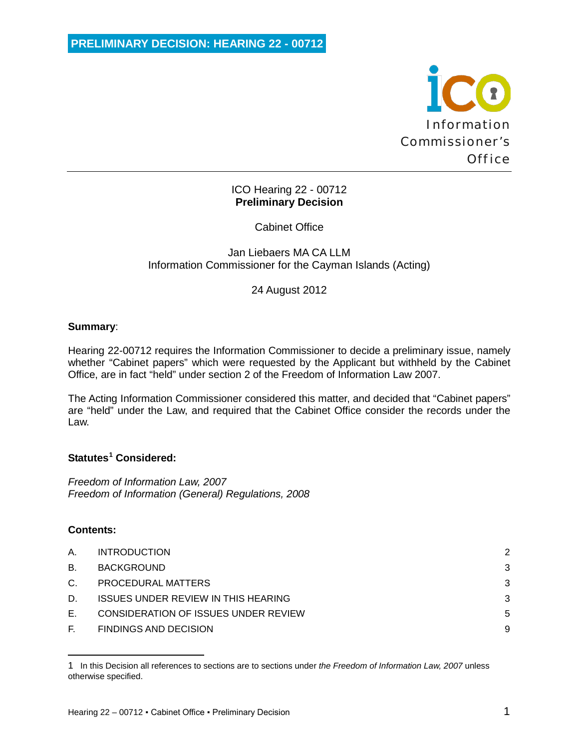**PRELIMINARY DECISION: HEARING 22 - 00712**

Information Commissioner's Office

ICO Hearing 22 - 00712
**Preliminary Decision**

Cabinet Office

Jan Liebaers MA CA LLM
Information Commissioner for the Cayman Islands (Acting)

24 August 2012

**Summary**:

Hearing 22-00712 requires the Information Commissioner to decide a preliminary issue, namely whether "Cabinet papers" which were requested by the Applicant but withheld by the Cabinet Office, are in fact "held" under section 2 of the Freedom of Information Law 2007.

The Acting Information Commissioner considered this matter, and decided that "Cabinet papers" are "held" under the Law, and required that the Cabinet Office consider the records under the Law.

**Statutes[1] Considered:**

*Freedom of Information Law, 2007*
*Freedom of Information (General) Regulations, 2008*

**Contents:**

| | | |
|---|---|---|
| A. | INTRODUCTION | 2 |
| B. | BACKGROUND | 3 |
| C. | PROCEDURAL MATTERS | 3 |
| D. | ISSUES UNDER REVIEW IN THIS HEARING | 3 |
| E. | CONSIDERATION OF ISSUES UNDER REVIEW | 5 |
| F. | FINDINGS AND DECISION | 9 |

1 In this Decision all references to sections are to sections under *the Freedom of Information Law, 2007* unless otherwise specified.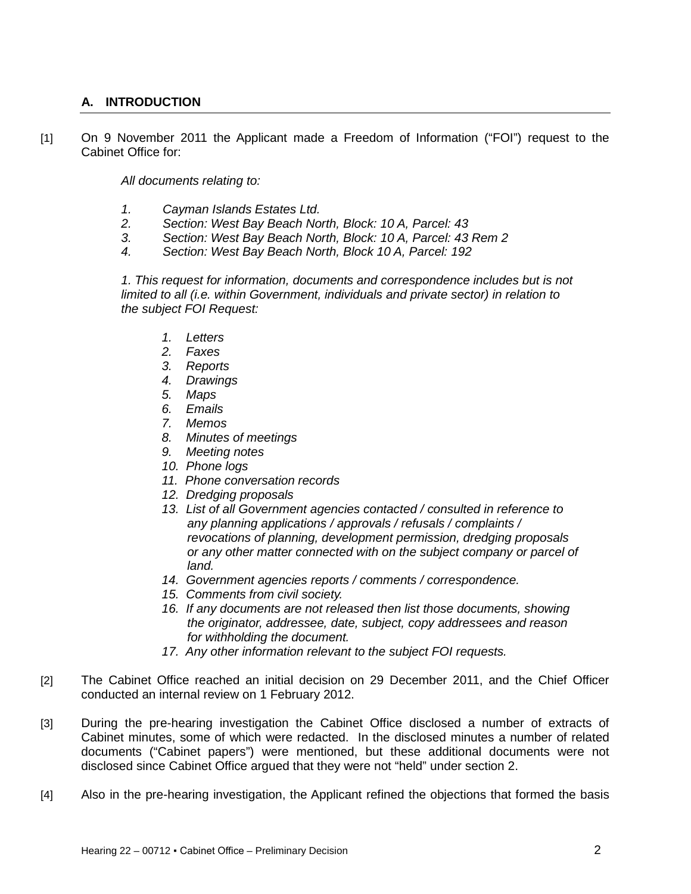## A. INTRODUCTION

[1] On 9 November 2011 the Applicant made a Freedom of Information ("FOI") request to the Cabinet Office for:

> *All documents relating to:*
>
> *1. Cayman Islands Estates Ltd.*
> *2. Section: West Bay Beach North, Block: 10 A, Parcel: 43*
> *3. Section: West Bay Beach North, Block: 10 A, Parcel: 43 Rem 2*
> *4. Section: West Bay Beach North, Block 10 A, Parcel: 192*
>
> *1. This request for information, documents and correspondence includes but is not limited to all (i.e. within Government, individuals and private sector) in relation to the subject FOI Request:*
>
> *1. Letters*
> *2. Faxes*
> *3. Reports*
> *4. Drawings*
> *5. Maps*
> *6. Emails*
> *7. Memos*
> *8. Minutes of meetings*
> *9. Meeting notes*
> *10. Phone logs*
> *11. Phone conversation records*
> *12. Dredging proposals*
> *13. List of all Government agencies contacted / consulted in reference to any planning applications / approvals / refusals / complaints / revocations of planning, development permission, dredging proposals or any other matter connected with on the subject company or parcel of land.*
> *14. Government agencies reports / comments / correspondence.*
> *15. Comments from civil society.*
> *16. If any documents are not released then list those documents, showing the originator, addressee, date, subject, copy addressees and reason for withholding the document.*
> *17. Any other information relevant to the subject FOI requests.*

[2] The Cabinet Office reached an initial decision on 29 December 2011, and the Chief Officer conducted an internal review on 1 February 2012.

[3] During the pre-hearing investigation the Cabinet Office disclosed a number of extracts of Cabinet minutes, some of which were redacted. In the disclosed minutes a number of related documents ("Cabinet papers") were mentioned, but these additional documents were not disclosed since Cabinet Office argued that they were not "held" under section 2.

[4] Also in the pre-hearing investigation, the Applicant refined the objections that formed the basis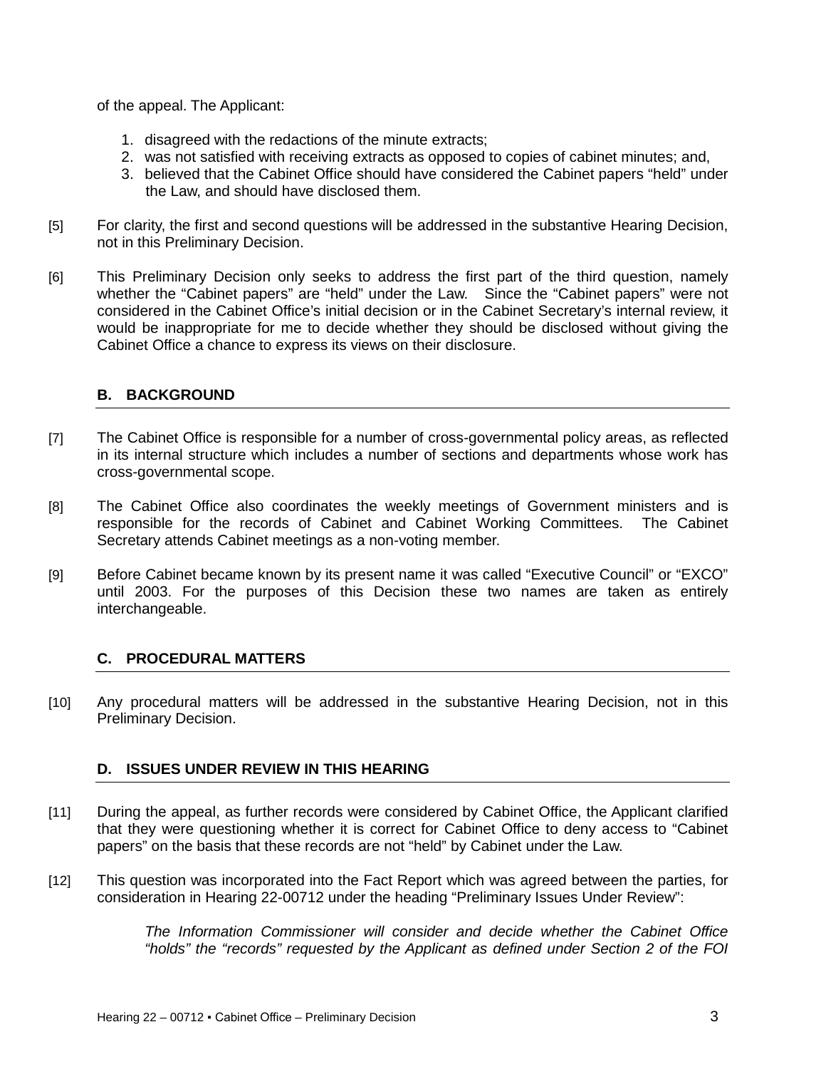of the appeal. The Applicant:

1. disagreed with the redactions of the minute extracts;
2. was not satisfied with receiving extracts as opposed to copies of cabinet minutes; and,
3. believed that the Cabinet Office should have considered the Cabinet papers "held" under the Law, and should have disclosed them.

[5] For clarity, the first and second questions will be addressed in the substantive Hearing Decision, not in this Preliminary Decision.

[6] This Preliminary Decision only seeks to address the first part of the third question, namely whether the "Cabinet papers" are "held" under the Law. Since the "Cabinet papers" were not considered in the Cabinet Office's initial decision or in the Cabinet Secretary's internal review, it would be inappropriate for me to decide whether they should be disclosed without giving the Cabinet Office a chance to express its views on their disclosure.

## B. BACKGROUND

[7] The Cabinet Office is responsible for a number of cross-governmental policy areas, as reflected in its internal structure which includes a number of sections and departments whose work has cross-governmental scope.

[8] The Cabinet Office also coordinates the weekly meetings of Government ministers and is responsible for the records of Cabinet and Cabinet Working Committees. The Cabinet Secretary attends Cabinet meetings as a non-voting member.

[9] Before Cabinet became known by its present name it was called "Executive Council" or "EXCO" until 2003. For the purposes of this Decision these two names are taken as entirely interchangeable.

## C. PROCEDURAL MATTERS

[10] Any procedural matters will be addressed in the substantive Hearing Decision, not in this Preliminary Decision.

## D. ISSUES UNDER REVIEW IN THIS HEARING

[11] During the appeal, as further records were considered by Cabinet Office, the Applicant clarified that they were questioning whether it is correct for Cabinet Office to deny access to "Cabinet papers" on the basis that these records are not "held" by Cabinet under the Law.

[12] This question was incorporated into the Fact Report which was agreed between the parties, for consideration in Hearing 22-00712 under the heading "Preliminary Issues Under Review":

> *The Information Commissioner will consider and decide whether the Cabinet Office "holds" the "records" requested by the Applicant as defined under Section 2 of the FOI*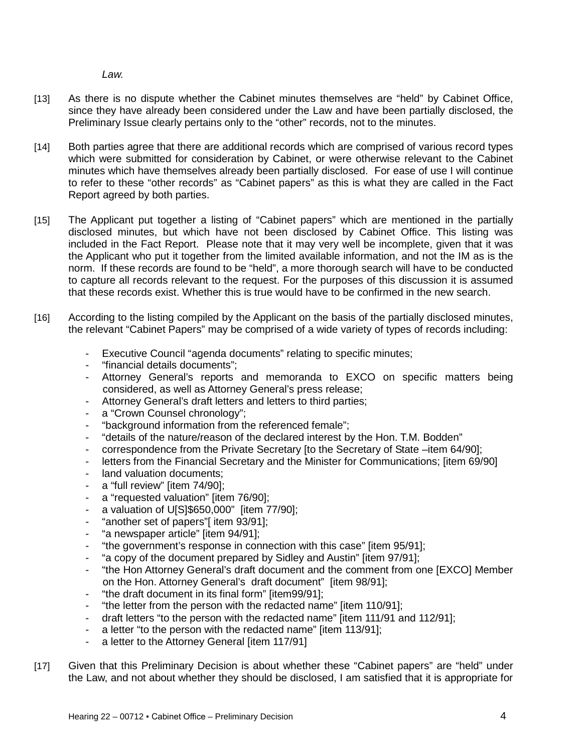*Law.*

[13] As there is no dispute whether the Cabinet minutes themselves are "held" by Cabinet Office, since they have already been considered under the Law and have been partially disclosed, the Preliminary Issue clearly pertains only to the "other" records, not to the minutes.

[14] Both parties agree that there are additional records which are comprised of various record types which were submitted for consideration by Cabinet, or were otherwise relevant to the Cabinet minutes which have themselves already been partially disclosed. For ease of use I will continue to refer to these "other records" as "Cabinet papers" as this is what they are called in the Fact Report agreed by both parties.

[15] The Applicant put together a listing of "Cabinet papers" which are mentioned in the partially disclosed minutes, but which have not been disclosed by Cabinet Office. This listing was included in the Fact Report. Please note that it may very well be incomplete, given that it was the Applicant who put it together from the limited available information, and not the IM as is the norm. If these records are found to be "held", a more thorough search will have to be conducted to capture all records relevant to the request. For the purposes of this discussion it is assumed that these records exist. Whether this is true would have to be confirmed in the new search.

[16] According to the listing compiled by the Applicant on the basis of the partially disclosed minutes, the relevant "Cabinet Papers" may be comprised of a wide variety of types of records including:

- Executive Council "agenda documents" relating to specific minutes;
- "financial details documents";
- Attorney General's reports and memoranda to EXCO on specific matters being considered, as well as Attorney General's press release;
- Attorney General's draft letters and letters to third parties;
- a "Crown Counsel chronology";
- "background information from the referenced female";
- "details of the nature/reason of the declared interest by the Hon. T.M. Bodden"
- correspondence from the Private Secretary [to the Secretary of State –item 64/90];
- letters from the Financial Secretary and the Minister for Communications; [item 69/90]
- land valuation documents;
- a "full review" [item 74/90];
- a "requested valuation" [item 76/90];
- a valuation of U[S]$650,000" [item 77/90];
- "another set of papers"[ item 93/91];
- "a newspaper article" [item 94/91];
- "the government's response in connection with this case" [item 95/91];
- "a copy of the document prepared by Sidley and Austin" [item 97/91];
- "the Hon Attorney General's draft document and the comment from one [EXCO] Member on the Hon. Attorney General's draft document" [item 98/91];
- "the draft document in its final form" [item99/91];
- "the letter from the person with the redacted name" [item 110/91];
- draft letters "to the person with the redacted name" [item 111/91 and 112/91];
- a letter "to the person with the redacted name" [item 113/91];
- a letter to the Attorney General [item 117/91]

[17] Given that this Preliminary Decision is about whether these "Cabinet papers" are "held" under the Law, and not about whether they should be disclosed, I am satisfied that it is appropriate for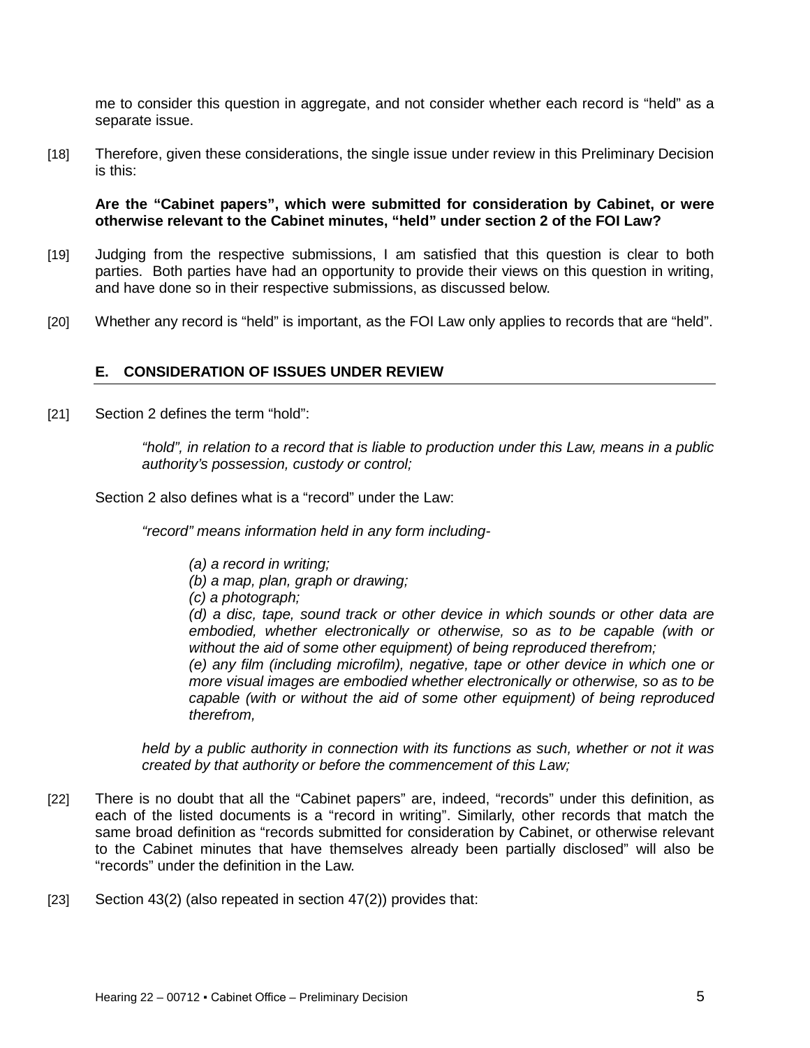me to consider this question in aggregate, and not consider whether each record is "held" as a separate issue.

[18] Therefore, given these considerations, the single issue under review in this Preliminary Decision is this:

> **Are the "Cabinet papers", which were submitted for consideration by Cabinet, or were otherwise relevant to the Cabinet minutes, "held" under section 2 of the FOI Law?**

[19] Judging from the respective submissions, I am satisfied that this question is clear to both parties. Both parties have had an opportunity to provide their views on this question in writing, and have done so in their respective submissions, as discussed below.

[20] Whether any record is "held" is important, as the FOI Law only applies to records that are "held".

## E. CONSIDERATION OF ISSUES UNDER REVIEW

[21] Section 2 defines the term "hold":

> *"hold", in relation to a record that is liable to production under this Law, means in a public authority's possession, custody or control;*

Section 2 also defines what is a "record" under the Law:

> *"record" means information held in any form including-*
>
> *(a) a record in writing;*
> *(b) a map, plan, graph or drawing;*
> *(c) a photograph;*
> *(d) a disc, tape, sound track or other device in which sounds or other data are embodied, whether electronically or otherwise, so as to be capable (with or without the aid of some other equipment) of being reproduced therefrom;*
> *(e) any film (including microfilm), negative, tape or other device in which one or more visual images are embodied whether electronically or otherwise, so as to be capable (with or without the aid of some other equipment) of being reproduced therefrom,*
>
> *held by a public authority in connection with its functions as such, whether or not it was created by that authority or before the commencement of this Law;*

[22] There is no doubt that all the "Cabinet papers" are, indeed, "records" under this definition, as each of the listed documents is a "record in writing". Similarly, other records that match the same broad definition as "records submitted for consideration by Cabinet, or otherwise relevant to the Cabinet minutes that have themselves already been partially disclosed" will also be "records" under the definition in the Law.

[23] Section 43(2) (also repeated in section 47(2)) provides that: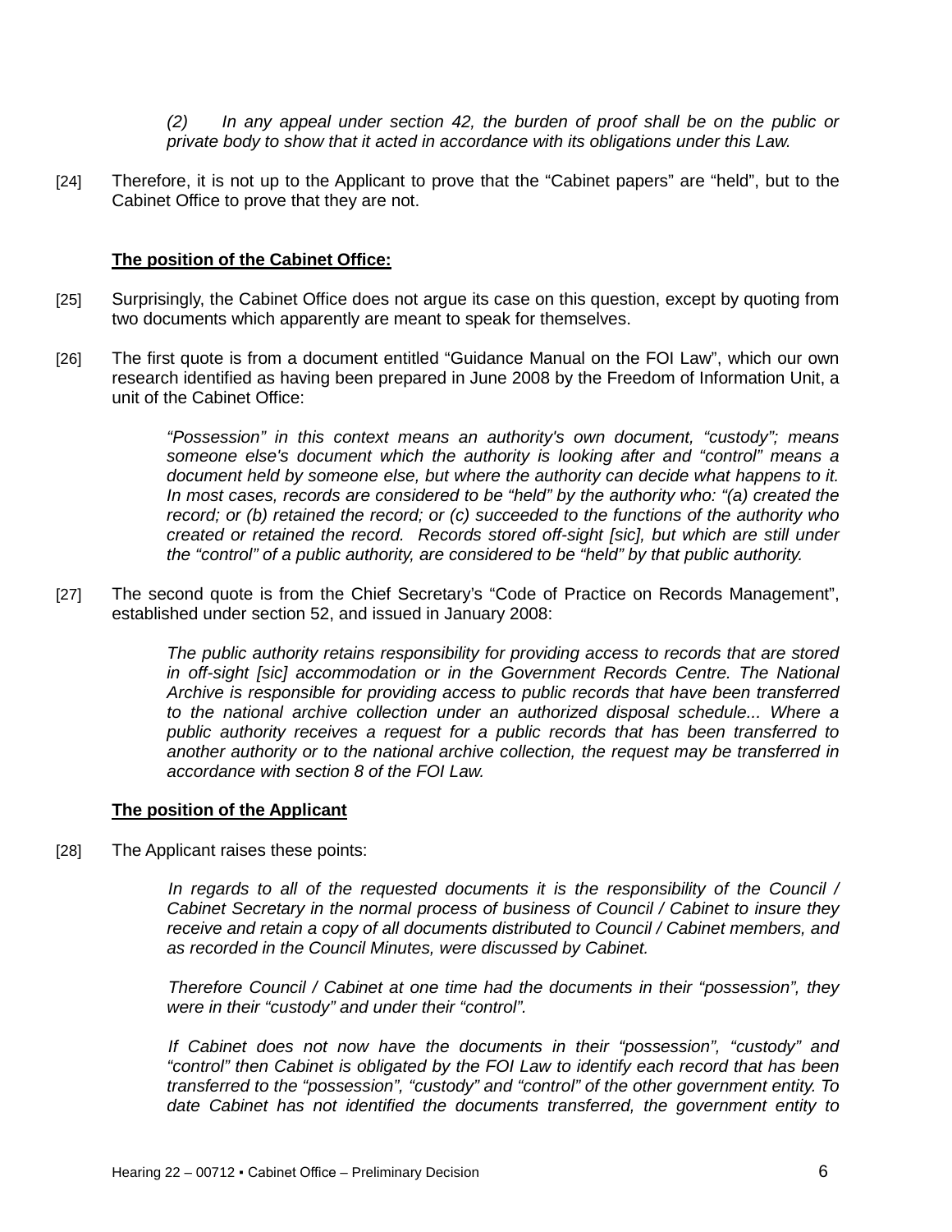*(2) In any appeal under section 42, the burden of proof shall be on the public or private body to show that it acted in accordance with its obligations under this Law.*

[24] Therefore, it is not up to the Applicant to prove that the "Cabinet papers" are "held", but to the Cabinet Office to prove that they are not.

**The position of the Cabinet Office:**

[25] Surprisingly, the Cabinet Office does not argue its case on this question, except by quoting from two documents which apparently are meant to speak for themselves.

[26] The first quote is from a document entitled "Guidance Manual on the FOI Law", which our own research identified as having been prepared in June 2008 by the Freedom of Information Unit, a unit of the Cabinet Office:

> *"Possession" in this context means an authority's own document, "custody"; means someone else's document which the authority is looking after and "control" means a document held by someone else, but where the authority can decide what happens to it. In most cases, records are considered to be "held" by the authority who: "(a) created the record; or (b) retained the record; or (c) succeeded to the functions of the authority who created or retained the record. Records stored off-sight [sic], but which are still under the "control" of a public authority, are considered to be "held" by that public authority.*

[27] The second quote is from the Chief Secretary's "Code of Practice on Records Management", established under section 52, and issued in January 2008:

> *The public authority retains responsibility for providing access to records that are stored in off-sight [sic] accommodation or in the Government Records Centre. The National Archive is responsible for providing access to public records that have been transferred to the national archive collection under an authorized disposal schedule... Where a public authority receives a request for a public records that has been transferred to another authority or to the national archive collection, the request may be transferred in accordance with section 8 of the FOI Law.*

**The position of the Applicant**

[28] The Applicant raises these points:

> *In regards to all of the requested documents it is the responsibility of the Council / Cabinet Secretary in the normal process of business of Council / Cabinet to insure they receive and retain a copy of all documents distributed to Council / Cabinet members, and as recorded in the Council Minutes, were discussed by Cabinet.*
>
> *Therefore Council / Cabinet at one time had the documents in their "possession", they were in their "custody" and under their "control".*
>
> *If Cabinet does not now have the documents in their "possession", "custody" and "control" then Cabinet is obligated by the FOI Law to identify each record that has been transferred to the "possession", "custody" and "control" of the other government entity. To date Cabinet has not identified the documents transferred, the government entity to*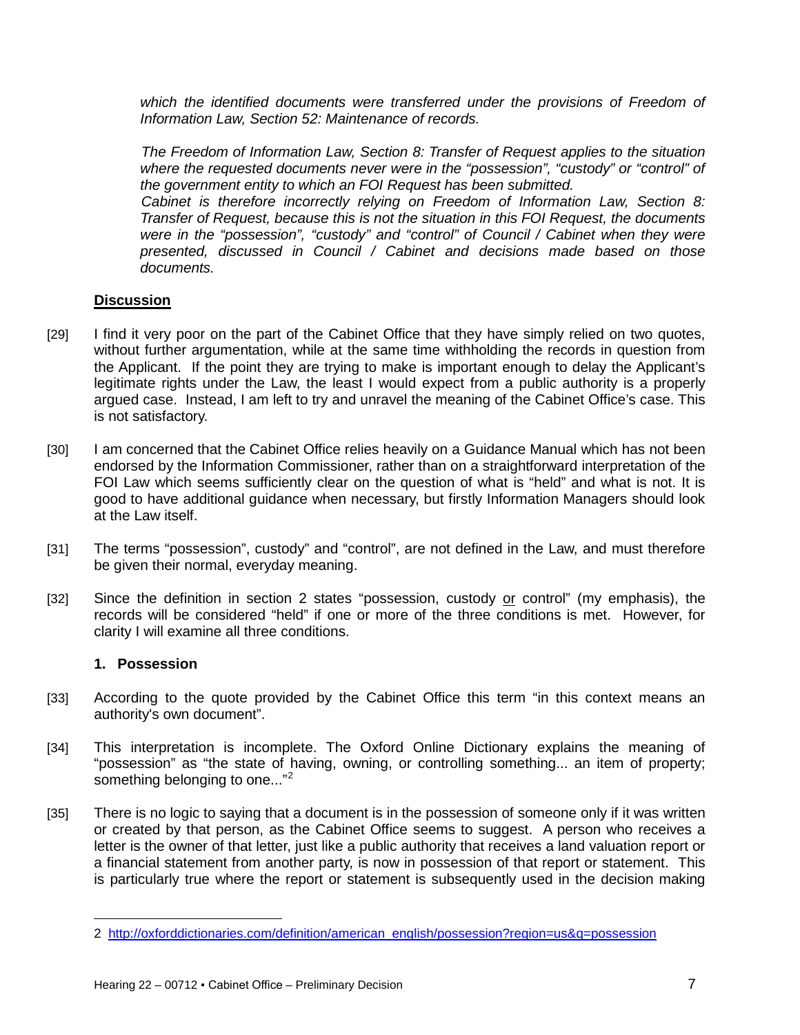*which the identified documents were transferred under the provisions of Freedom of Information Law, Section 52: Maintenance of records.*

*The Freedom of Information Law, Section 8: Transfer of Request applies to the situation where the requested documents never were in the "possession", "custody" or "control" of the government entity to which an FOI Request has been submitted.*
*Cabinet is therefore incorrectly relying on Freedom of Information Law, Section 8: Transfer of Request, because this is not the situation in this FOI Request, the documents were in the "possession", "custody" and "control" of Council / Cabinet when they were presented, discussed in Council / Cabinet and decisions made based on those documents.*

**<u>Discussion</u>**

[29] I find it very poor on the part of the Cabinet Office that they have simply relied on two quotes, without further argumentation, while at the same time withholding the records in question from the Applicant. If the point they are trying to make is important enough to delay the Applicant's legitimate rights under the Law, the least I would expect from a public authority is a properly argued case. Instead, I am left to try and unravel the meaning of the Cabinet Office's case. This is not satisfactory.

[30] I am concerned that the Cabinet Office relies heavily on a Guidance Manual which has not been endorsed by the Information Commissioner, rather than on a straightforward interpretation of the FOI Law which seems sufficiently clear on the question of what is "held" and what is not. It is good to have additional guidance when necessary, but firstly Information Managers should look at the Law itself.

[31] The terms "possession", custody" and "control", are not defined in the Law, and must therefore be given their normal, everyday meaning.

[32] Since the definition in section 2 states "possession, custody <u>or</u> control" (my emphasis), the records will be considered "held" if one or more of the three conditions is met. However, for clarity I will examine all three conditions.

**1. Possession**

[33] According to the quote provided by the Cabinet Office this term "in this context means an authority's own document".

[34] This interpretation is incomplete. The Oxford Online Dictionary explains the meaning of "possession" as "the state of having, owning, or controlling something... an item of property; something belonging to one..."[2]

[35] There is no logic to saying that a document is in the possession of someone only if it was written or created by that person, as the Cabinet Office seems to suggest. A person who receives a letter is the owner of that letter, just like a public authority that receives a land valuation report or a financial statement from another party, is now in possession of that report or statement. This is particularly true where the report or statement is subsequently used in the decision making

---

2 http://oxforddictionaries.com/definition/american_english/possession?region=us&q=possession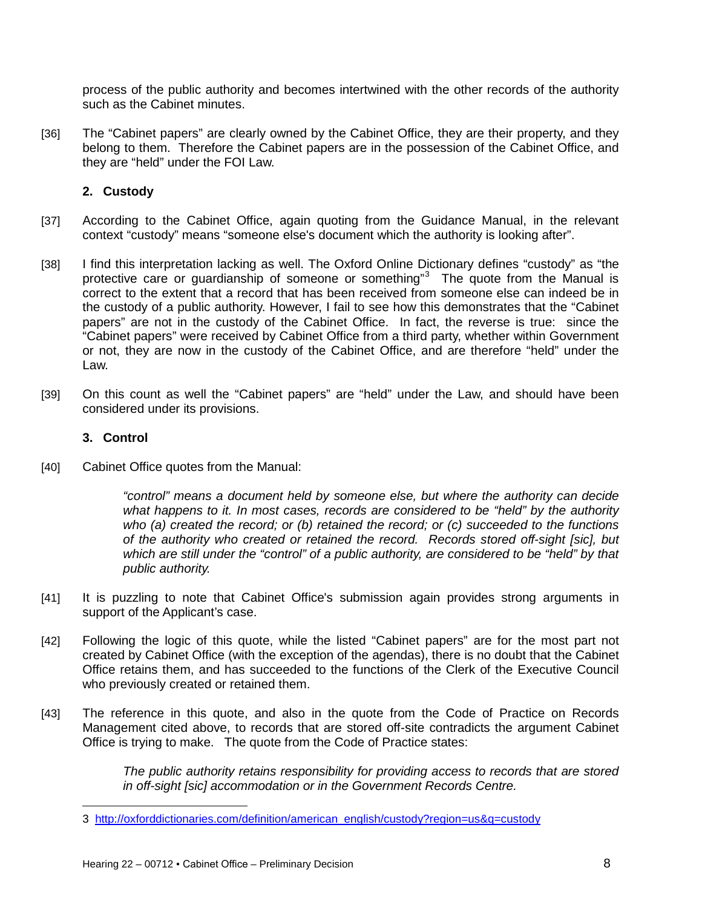process of the public authority and becomes intertwined with the other records of the authority such as the Cabinet minutes.

[36] The "Cabinet papers" are clearly owned by the Cabinet Office, they are their property, and they belong to them. Therefore the Cabinet papers are in the possession of the Cabinet Office, and they are "held" under the FOI Law.

### 2. Custody

[37] According to the Cabinet Office, again quoting from the Guidance Manual, in the relevant context "custody" means "someone else's document which the authority is looking after".

[38] I find this interpretation lacking as well. The Oxford Online Dictionary defines "custody" as "the protective care or guardianship of someone or something"[3] The quote from the Manual is correct to the extent that a record that has been received from someone else can indeed be in the custody of a public authority. However, I fail to see how this demonstrates that the "Cabinet papers" are not in the custody of the Cabinet Office. In fact, the reverse is true: since the "Cabinet papers" were received by Cabinet Office from a third party, whether within Government or not, they are now in the custody of the Cabinet Office, and are therefore "held" under the Law.

[39] On this count as well the "Cabinet papers" are "held" under the Law, and should have been considered under its provisions.

### 3. Control

[40] Cabinet Office quotes from the Manual:

> *"control" means a document held by someone else, but where the authority can decide what happens to it. In most cases, records are considered to be "held" by the authority who (a) created the record; or (b) retained the record; or (c) succeeded to the functions of the authority who created or retained the record. Records stored off-sight [sic], but which are still under the "control" of a public authority, are considered to be "held" by that public authority.*

[41] It is puzzling to note that Cabinet Office's submission again provides strong arguments in support of the Applicant's case.

[42] Following the logic of this quote, while the listed "Cabinet papers" are for the most part not created by Cabinet Office (with the exception of the agendas), there is no doubt that the Cabinet Office retains them, and has succeeded to the functions of the Clerk of the Executive Council who previously created or retained them.

[43] The reference in this quote, and also in the quote from the Code of Practice on Records Management cited above, to records that are stored off-site contradicts the argument Cabinet Office is trying to make. The quote from the Code of Practice states:

> *The public authority retains responsibility for providing access to records that are stored in off-sight [sic] accommodation or in the Government Records Centre.*

---

3 http://oxforddictionaries.com/definition/american_english/custody?region=us&q=custody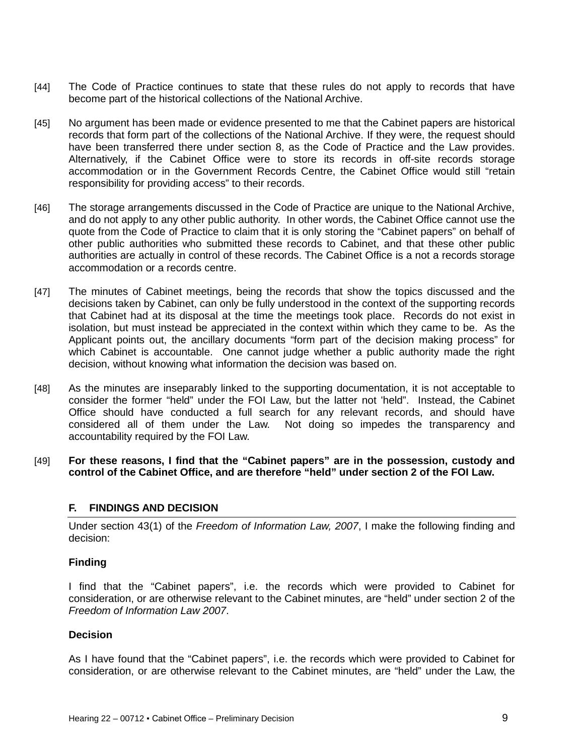[44] The Code of Practice continues to state that these rules do not apply to records that have become part of the historical collections of the National Archive.

[45] No argument has been made or evidence presented to me that the Cabinet papers are historical records that form part of the collections of the National Archive. If they were, the request should have been transferred there under section 8, as the Code of Practice and the Law provides. Alternatively, if the Cabinet Office were to store its records in off-site records storage accommodation or in the Government Records Centre, the Cabinet Office would still "retain responsibility for providing access" to their records.

[46] The storage arrangements discussed in the Code of Practice are unique to the National Archive, and do not apply to any other public authority. In other words, the Cabinet Office cannot use the quote from the Code of Practice to claim that it is only storing the "Cabinet papers" on behalf of other public authorities who submitted these records to Cabinet, and that these other public authorities are actually in control of these records. The Cabinet Office is a not a records storage accommodation or a records centre.

[47] The minutes of Cabinet meetings, being the records that show the topics discussed and the decisions taken by Cabinet, can only be fully understood in the context of the supporting records that Cabinet had at its disposal at the time the meetings took place. Records do not exist in isolation, but must instead be appreciated in the context within which they came to be. As the Applicant points out, the ancillary documents "form part of the decision making process" for which Cabinet is accountable. One cannot judge whether a public authority made the right decision, without knowing what information the decision was based on.

[48] As the minutes are inseparably linked to the supporting documentation, it is not acceptable to consider the former "held" under the FOI Law, but the latter not 'held". Instead, the Cabinet Office should have conducted a full search for any relevant records, and should have considered all of them under the Law. Not doing so impedes the transparency and accountability required by the FOI Law.

[49] **For these reasons, I find that the "Cabinet papers" are in the possession, custody and control of the Cabinet Office, and are therefore "held" under section 2 of the FOI Law.**

## F. FINDINGS AND DECISION

Under section 43(1) of the *Freedom of Information Law, 2007*, I make the following finding and decision:

### Finding

I find that the "Cabinet papers", i.e. the records which were provided to Cabinet for consideration, or are otherwise relevant to the Cabinet minutes, are "held" under section 2 of the *Freedom of Information Law 2007*.

### Decision

As I have found that the "Cabinet papers", i.e. the records which were provided to Cabinet for consideration, or are otherwise relevant to the Cabinet minutes, are "held" under the Law, the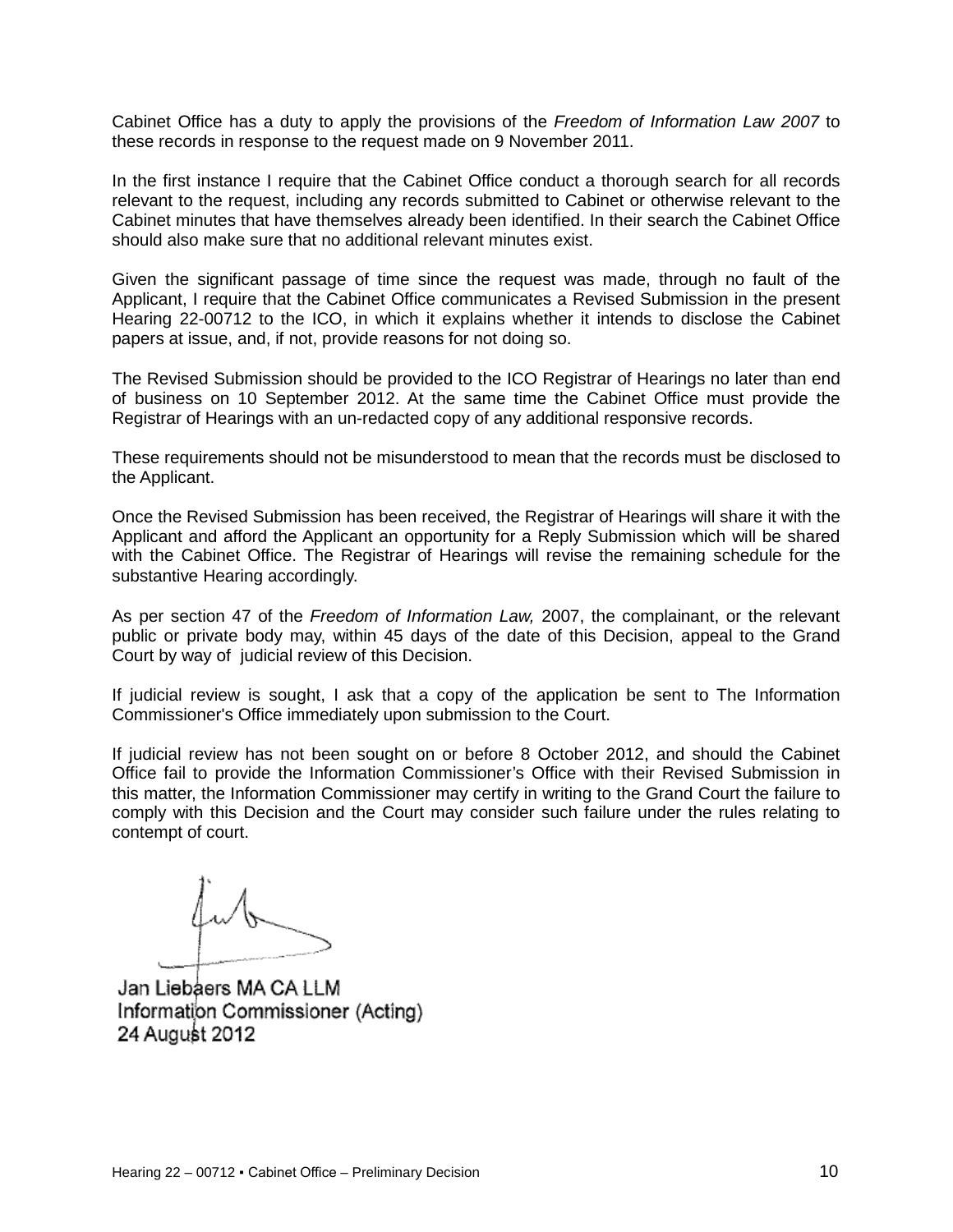Cabinet Office has a duty to apply the provisions of the *Freedom of Information Law 2007* to these records in response to the request made on 9 November 2011.

In the first instance I require that the Cabinet Office conduct a thorough search for all records relevant to the request, including any records submitted to Cabinet or otherwise relevant to the Cabinet minutes that have themselves already been identified. In their search the Cabinet Office should also make sure that no additional relevant minutes exist.

Given the significant passage of time since the request was made, through no fault of the Applicant, I require that the Cabinet Office communicates a Revised Submission in the present Hearing 22-00712 to the ICO, in which it explains whether it intends to disclose the Cabinet papers at issue, and, if not, provide reasons for not doing so.

The Revised Submission should be provided to the ICO Registrar of Hearings no later than end of business on 10 September 2012. At the same time the Cabinet Office must provide the Registrar of Hearings with an un-redacted copy of any additional responsive records.

These requirements should not be misunderstood to mean that the records must be disclosed to the Applicant.

Once the Revised Submission has been received, the Registrar of Hearings will share it with the Applicant and afford the Applicant an opportunity for a Reply Submission which will be shared with the Cabinet Office. The Registrar of Hearings will revise the remaining schedule for the substantive Hearing accordingly.

As per section 47 of the *Freedom of Information Law,* 2007, the complainant, or the relevant public or private body may, within 45 days of the date of this Decision, appeal to the Grand Court by way of judicial review of this Decision.

If judicial review is sought, I ask that a copy of the application be sent to The Information Commissioner's Office immediately upon submission to the Court.

If judicial review has not been sought on or before 8 October 2012, and should the Cabinet Office fail to provide the Information Commissioner's Office with their Revised Submission in this matter, the Information Commissioner may certify in writing to the Grand Court the failure to comply with this Decision and the Court may consider such failure under the rules relating to contempt of court.

Jan Liebaers MA CA LLM
Information Commissioner (Acting)
24 August 2012